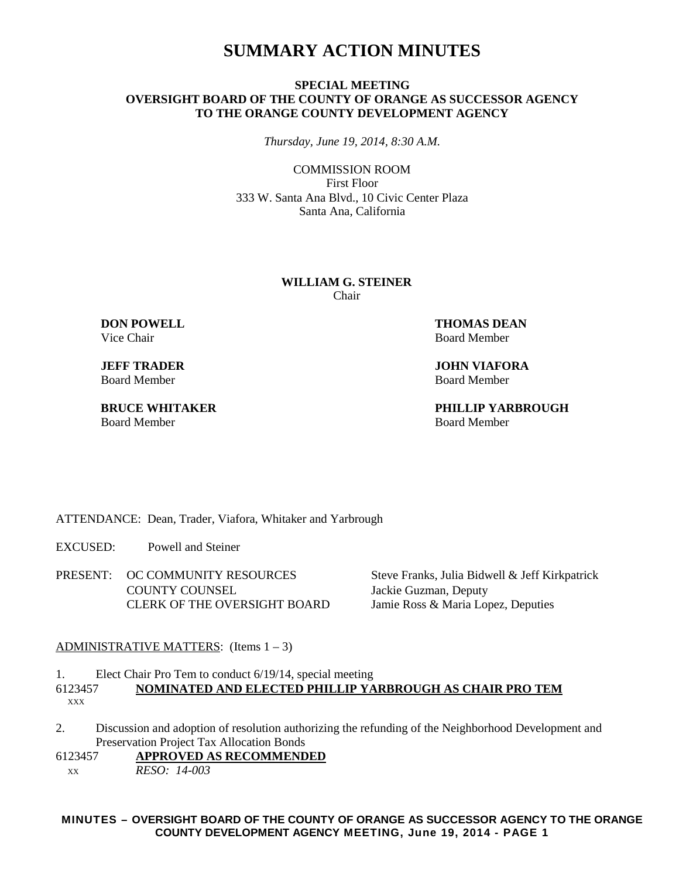# SUMMARY ACTION MINUTES

**SPECIAL MEETING**
**OVERSIGHT BOARD OF THE COUNTY OF ORANGE AS SUCCESSOR AGENCY TO THE ORANGE COUNTY DEVELOPMENT AGENCY**

*Thursday, June 19, 2014, 8:30 A.M.*

COMMISSION ROOM
First Floor
333 W. Santa Ana Blvd., 10 Civic Center Plaza
Santa Ana, California

**WILLIAM G. STEINER**
Chair

**DON POWELL**
Vice Chair

**THOMAS DEAN**
Board Member

**JEFF TRADER**
Board Member

**JOHN VIAFORA**
Board Member

**BRUCE WHITAKER**
Board Member

**PHILLIP YARBROUGH**
Board Member

ATTENDANCE: Dean, Trader, Viafora, Whitaker and Yarbrough

EXCUSED: Powell and Steiner

| PRESENT: | |
|---|---|
| OC COMMUNITY RESOURCES | Steve Franks, Julia Bidwell & Jeff Kirkpatrick |
| COUNTY COUNSEL | Jackie Guzman, Deputy |
| CLERK OF THE OVERSIGHT BOARD | Jamie Ross & Maria Lopez, Deputies |

ADMINISTRATIVE MATTERS: (Items 1 – 3)

1. Elect Chair Pro Tem to conduct 6/19/14, special meeting

6123457 **NOMINATED AND ELECTED PHILLIP YARBROUGH AS CHAIR PRO TEM**
XXX

2. Discussion and adoption of resolution authorizing the refunding of the Neighborhood Development and Preservation Project Tax Allocation Bonds

6123457 **APPROVED AS RECOMMENDED**
XX *RESO: 14-003*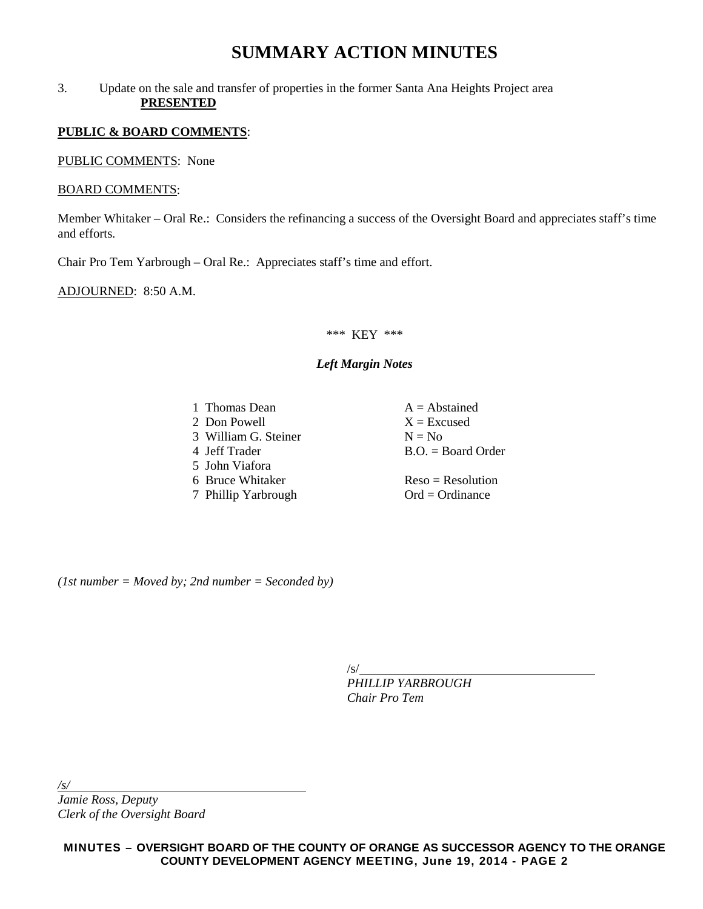# SUMMARY ACTION MINUTES

3. Update on the sale and transfer of properties in the former Santa Ana Heights Project area
   **PRESENTED**

**PUBLIC & BOARD COMMENTS**:

PUBLIC COMMENTS: None

BOARD COMMENTS:

Member Whitaker – Oral Re.: Considers the refinancing a success of the Oversight Board and appreciates staff's time and efforts.

Chair Pro Tem Yarbrough – Oral Re.: Appreciates staff's time and effort.

ADJOURNED: 8:50 A.M.

\*\*\* KEY \*\*\*

***Left Margin Notes***

| | |
|---|---|
| 1 Thomas Dean | A = Abstained |
| 2 Don Powell | X = Excused |
| 3 William G. Steiner | N = No |
| 4 Jeff Trader | B.O. = Board Order |
| 5 John Viafora | |
| 6 Bruce Whitaker | Reso = Resolution |
| 7 Phillip Yarbrough | Ord = Ordinance |

*(1st number = Moved by; 2nd number = Seconded by)*

/s/
*PHILLIP YARBROUGH*
*Chair Pro Tem*

*/s/*
*Jamie Ross, Deputy*
*Clerk of the Oversight Board*